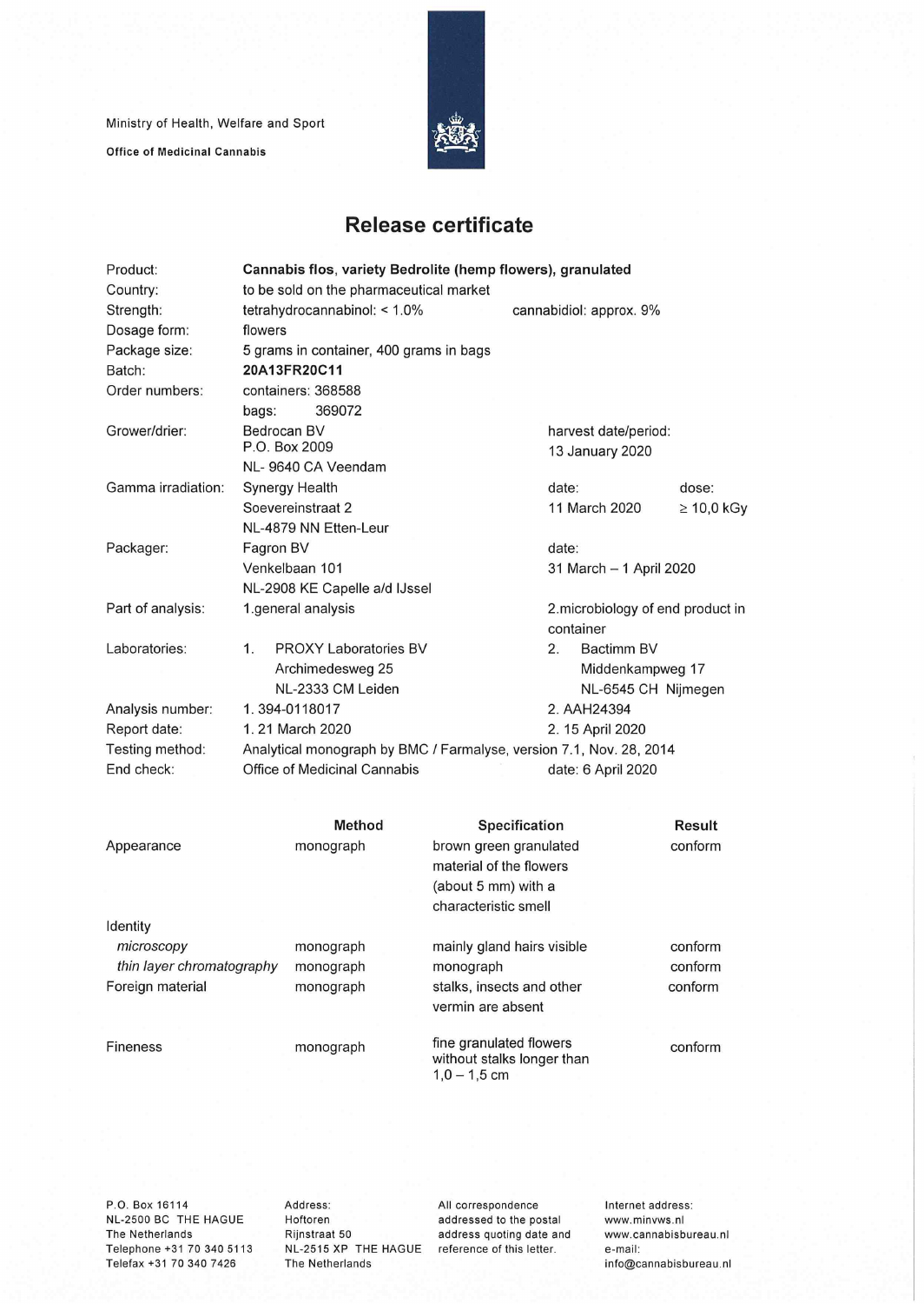Ministry of Health, Welfare and Sport

**Office of Medicinal Cannabis**

# Release certificate

| | | | |
|---|---|---|---|
| Product: | **Cannabis flos, variety Bedrolite (hemp flowers), granulated** | | |
| Country: | to be sold on the pharmaceutical market | | |
| Strength: | tetrahydrocannabinol: < 1.0% | cannabidiol: approx. 9% | |
| Dosage form: | flowers | | |
| Package size: | 5 grams in container, 400 grams in bags | | |
| Batch: | **20A13FR20C11** | | |
| Order numbers: | containers: 368588<br>bags: 369072 | | |
| Grower/drier: | Bedrocan BV<br>P.O. Box 2009<br>NL- 9640 CA Veendam | harvest date/period:<br>13 January 2020 | |
| Gamma irradiation: | Synergy Health<br>Soevereinstraat 2<br>NL-4879 NN Etten-Leur | date:<br>11 March 2020 | dose:<br>≥ 10,0 kGy |
| Packager: | Fagron BV<br>Venkelbaan 101<br>NL-2908 KE Capelle a/d IJssel | date:<br>31 March – 1 April 2020 | |
| Part of analysis: | 1.general analysis | 2.microbiology of end product in container | |
| Laboratories: | 1. PROXY Laboratories BV<br>Archimedesweg 25<br>NL-2333 CM Leiden | 2. Bactimm BV<br>Middenkampweg 17<br>NL-6545 CH Nijmegen | |
| Analysis number: | 1. 394-0118017 | 2. AAH24394 | |
| Report date: | 1. 21 March 2020 | 2. 15 April 2020 | |
| Testing method: | Analytical monograph by BMC / Farmalyse, version 7.1, Nov. 28, 2014 | | |
| End check: | Office of Medicinal Cannabis | date: 6 April 2020 | |

| | Method | Specification | Result |
|---|---|---|---|
| Appearance | monograph | brown green granulated material of the flowers (about 5 mm) with a characteristic smell | conform |
| Identity | | | |
| *microscopy* | monograph | mainly gland hairs visible | conform |
| *thin layer chromatography* | monograph | monograph | conform |
| Foreign material | monograph | stalks, insects and other vermin are absent | conform |
| Fineness | monograph | fine granulated flowers without stalks longer than 1,0 – 1,5 cm | conform |

P.O. Box 16114
NL-2500 BC THE HAGUE
The Netherlands
Telephone +31 70 340 5113
Telefax +31 70 340 7426

Address:
Hoftoren
Rijnstraat 50
NL-2515 XP THE HAGUE
The Netherlands

All correspondence addressed to the postal address quoting date and reference of this letter.

Internet address:
www.minvws.nl
www.cannabisbureau.nl
e-mail:
info@cannabisbureau.nl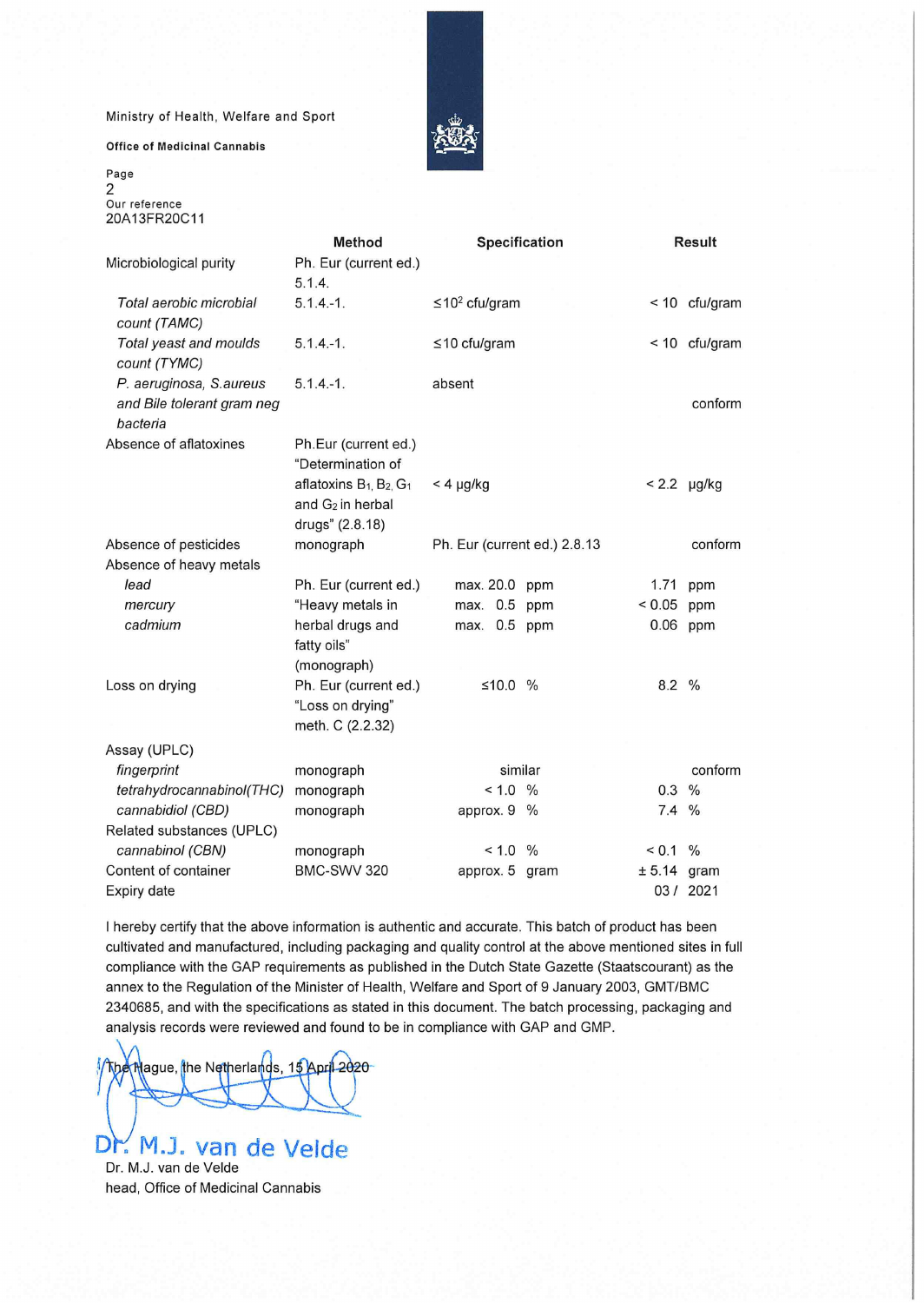Ministry of Health, Welfare and Sport

**Office of Medicinal Cannabis**

Our reference
20A13FR20C11

| | Method | Specification | Result |
|---|---|---|---|
| Microbiological purity | Ph. Eur (current ed.) 5.1.4. | | |
| *Total aerobic microbial count (TAMC)* | 5.1.4.-1. | ≤$10^2$ cfu/gram | < 10 cfu/gram |
| *Total yeast and moulds count (TYMC)* | 5.1.4.-1. | ≤10 cfu/gram | < 10 cfu/gram |
| *P. aeruginosa, S.aureus and Bile tolerant gram neg bacteria* | 5.1.4.-1. | absent | conform |
| Absence of aflatoxines | Ph.Eur (current ed.) "Determination of aflatoxins $B_1$, $B_2$, $G_1$ and $G_2$ in herbal drugs" (2.8.18) | < 4 µg/kg | < 2.2 µg/kg |
| Absence of pesticides | monograph | Ph. Eur (current ed.) 2.8.13 | conform |
| Absence of heavy metals | | | |
| *lead* | Ph. Eur (current ed.) "Heavy metals in herbal drugs and fatty oils" (monograph) | max. 20.0 ppm | 1.71 ppm |
| *mercury* | | max. 0.5 ppm | < 0.05 ppm |
| *cadmium* | | max. 0.5 ppm | 0.06 ppm |
| Loss on drying | Ph. Eur (current ed.) "Loss on drying" meth. C (2.2.32) | ≤10.0 % | 8.2 % |
| Assay (UPLC) | | | |
| *fingerprint* | monograph | similar | conform |
| *tetrahydrocannabinol(THC)* | monograph | < 1.0 % | 0.3 % |
| *cannabidiol (CBD)* | monograph | approx. 9 % | 7.4 % |
| Related substances (UPLC) | | | |
| *cannabinol (CBN)* | monograph | < 1.0 % | < 0.1 % |
| Content of container | BMC-SWV 320 | approx. 5 gram | ± 5.14 gram |
| Expiry date | | | 03 / 2021 |

I hereby certify that the above information is authentic and accurate. This batch of product has been cultivated and manufactured, including packaging and quality control at the above mentioned sites in full compliance with the GAP requirements as published in the Dutch State Gazette (Staatscourant) as the annex to the Regulation of the Minister of Health, Welfare and Sport of 9 January 2003, GMT/BMC 2340685, and with the specifications as stated in this document. The batch processing, packaging and analysis records were reviewed and found to be in compliance with GAP and GMP.

The Hague, the Netherlands, 15 April 2020

Dr. M.J. van de Velde

Dr. M.J. van de Velde
head, Office of Medicinal Cannabis